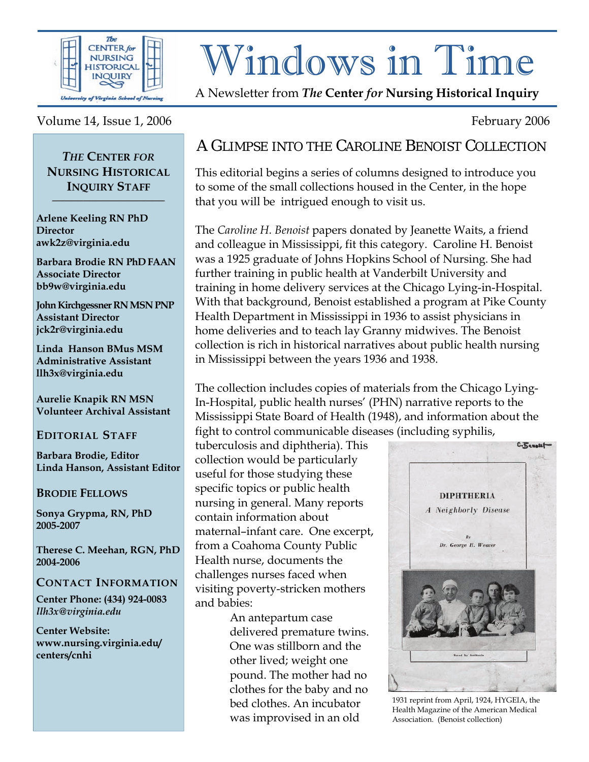# Windows in Time

A Newsletter from ***The* Center *for* Nursing Historical Inquiry**

Volume 14, Issue 1, 2006

February 2006

## *THE* CENTER *FOR* NURSING HISTORICAL INQUIRY STAFF

**Arlene Keeling RN PhD**
**Director**
**awk2z@virginia.edu**

**Barbara Brodie RN PhD FAAN**
**Associate Director**
**bb9w@virginia.edu**

**John Kirchgessner RN MSN PNP**
**Assistant Director**
**jck2r@virginia.edu**

**Linda Hanson BMus MSM**
**Administrative Assistant**
**llh3x@virginia.edu**

**Aurelie Knapik RN MSN**
**Volunteer Archival Assistant**

### EDITORIAL STAFF

**Barbara Brodie, Editor**
**Linda Hanson, Assistant Editor**

### BRODIE FELLOWS

**Sonya Grypma, RN, PhD**
**2005-2007**

**Therese C. Meehan, RGN, PhD**
**2004-2006**

### CONTACT INFORMATION

**Center Phone: (434) 924-0083**
***llh3x@virginia.edu***

**Center Website:**
**www.nursing.virginia.edu/centers/cnhi**

## A GLIMPSE INTO THE CAROLINE BENOIST COLLECTION

This editorial begins a series of columns designed to introduce you to some of the small collections housed in the Center, in the hope that you will be intrigued enough to visit us.

The *Caroline H. Benoist* papers donated by Jeanette Waits, a friend and colleague in Mississippi, fit this category. Caroline H. Benoist was a 1925 graduate of Johns Hopkins School of Nursing. She had further training in public health at Vanderbilt University and training in home delivery services at the Chicago Lying-in-Hospital. With that background, Benoist established a program at Pike County Health Department in Mississippi in 1936 to assist physicians in home deliveries and to teach lay Granny midwives. The Benoist collection is rich in historical narratives about public health nursing in Mississippi between the years 1936 and 1938.

The collection includes copies of materials from the Chicago Lying-In-Hospital, public health nurses' (PHN) narrative reports to the Mississippi State Board of Health (1948), and information about the fight to control communicable diseases (including syphilis, tuberculosis and diphtheria). This collection would be particularly useful for those studying these specific topics or public health nursing in general. Many reports contain information about maternal–infant care. One excerpt, from a Coahoma County Public Health nurse, documents the challenges nurses faced when visiting poverty-stricken mothers and babies:

> An antepartum case delivered premature twins. One was stillborn and the other lived; weight one pound. The mother had no clothes for the baby and no bed clothes. An incubator was improvised in an old

DIPHTHERIA
*A Neighborly Disease*
By
Dr. George H. Weaver

1931 reprint from April, 1924, HYGEIA, the Health Magazine of the American Medical Association. (Benoist collection)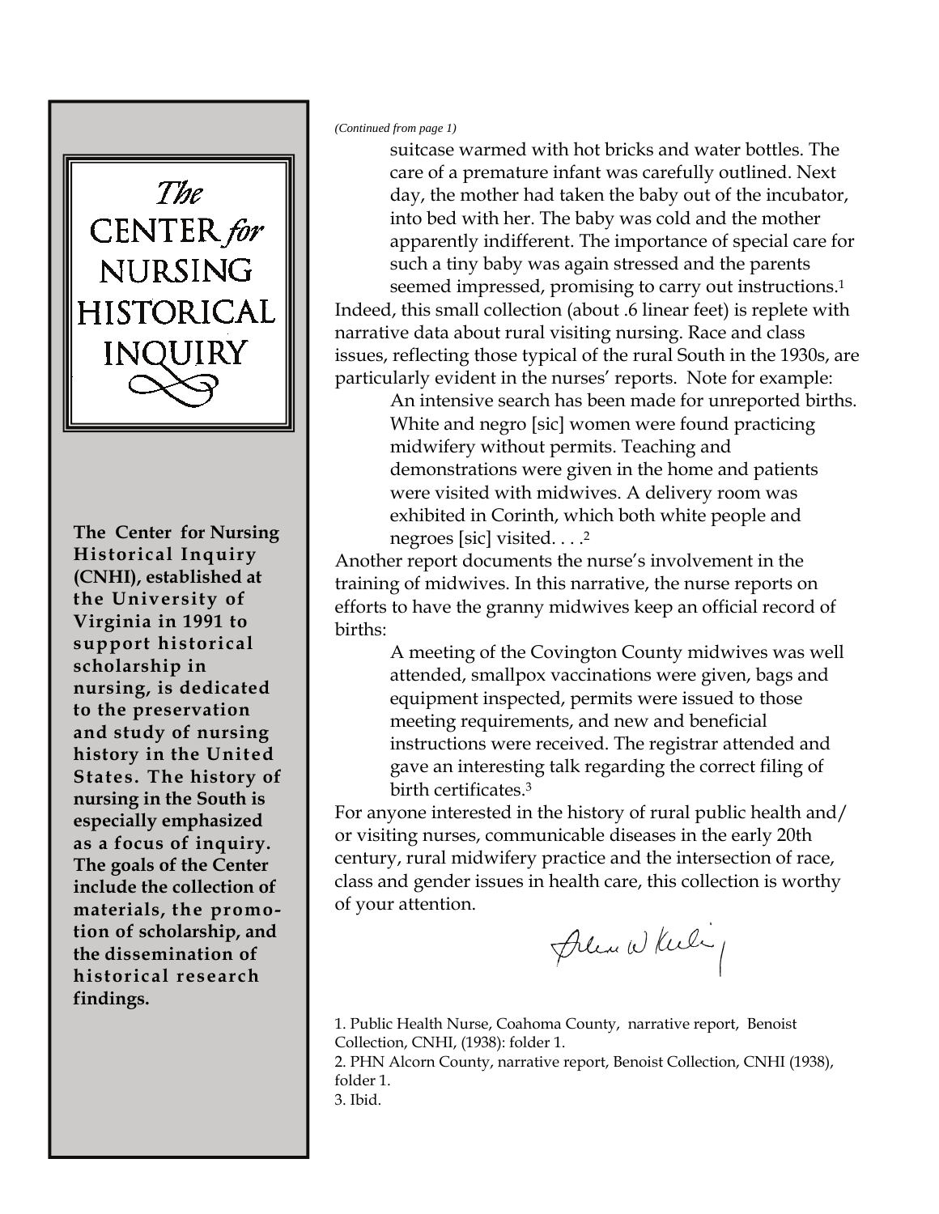# The CENTER *for* NURSING HISTORICAL INQUIRY

**The Center for Nursing Historical Inquiry (CNHI), established at the University of Virginia in 1991 to support historical scholarship in nursing, is dedicated to the preservation and study of nursing history in the United States. The history of nursing in the South is especially emphasized as a focus of inquiry. The goals of the Center include the collection of materials, the promotion of scholarship, and the dissemination of historical research findings.**

*(Continued from page 1)*

> suitcase warmed with hot bricks and water bottles. The care of a premature infant was carefully outlined. Next day, the mother had taken the baby out of the incubator, into bed with her. The baby was cold and the mother apparently indifferent. The importance of special care for such a tiny baby was again stressed and the parents seemed impressed, promising to carry out instructions.[1]

Indeed, this small collection (about .6 linear feet) is replete with narrative data about rural visiting nursing. Race and class issues, reflecting those typical of the rural South in the 1930s, are particularly evident in the nurses' reports. Note for example:

> An intensive search has been made for unreported births. White and negro [sic] women were found practicing midwifery without permits. Teaching and demonstrations were given in the home and patients were visited with midwives. A delivery room was exhibited in Corinth, which both white people and negroes [sic] visited. . . .[2]

Another report documents the nurse's involvement in the training of midwives. In this narrative, the nurse reports on efforts to have the granny midwives keep an official record of births:

> A meeting of the Covington County midwives was well attended, smallpox vaccinations were given, bags and equipment inspected, permits were issued to those meeting requirements, and new and beneficial instructions were received. The registrar attended and gave an interesting talk regarding the correct filing of birth certificates.[3]

For anyone interested in the history of rural public health and/or visiting nurses, communicable diseases in the early 20th century, rural midwifery practice and the intersection of race, class and gender issues in health care, this collection is worthy of your attention.

Arlene W Keeling

1. Public Health Nurse, Coahoma County, narrative report, Benoist Collection, CNHI, (1938): folder 1.
2. PHN Alcorn County, narrative report, Benoist Collection, CNHI (1938), folder 1.
3. Ibid.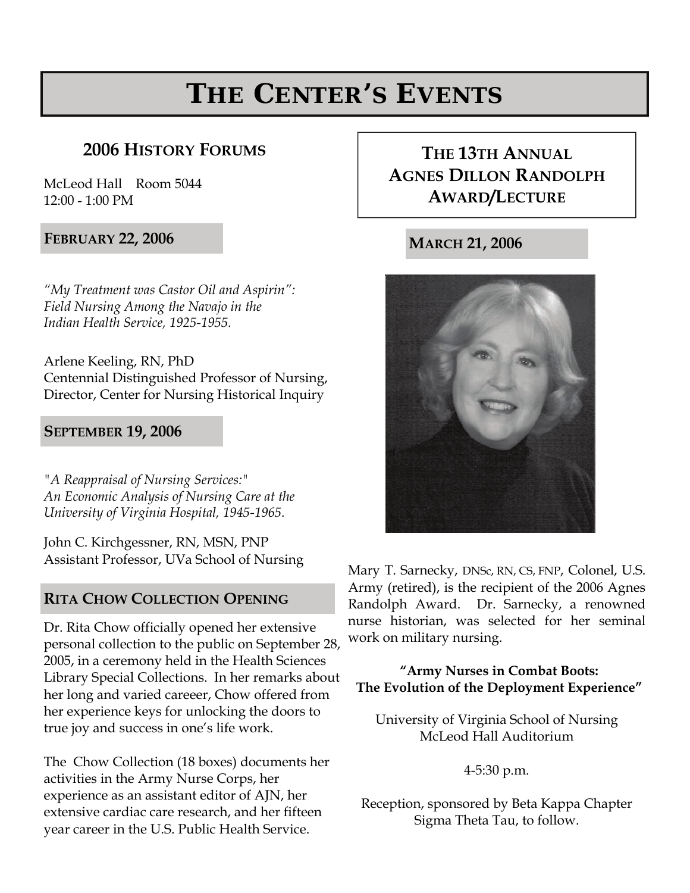# The Center's Events

## 2006 History Forums

McLeod Hall Room 5044
12:00 - 1:00 PM

### February 22, 2006

*"My Treatment was Castor Oil and Aspirin": Field Nursing Among the Navajo in the Indian Health Service, 1925-1955.*

Arlene Keeling, RN, PhD
Centennial Distinguished Professor of Nursing,
Director, Center for Nursing Historical Inquiry

### September 19, 2006

*"A Reappraisal of Nursing Services:" An Economic Analysis of Nursing Care at the University of Virginia Hospital, 1945-1965.*

John C. Kirchgessner, RN, MSN, PNP
Assistant Professor, UVa School of Nursing

### Rita Chow Collection Opening

Dr. Rita Chow officially opened her extensive personal collection to the public on September 28, 2005, in a ceremony held in the Health Sciences Library Special Collections. In her remarks about her long and varied careeer, Chow offered from her experience keys for unlocking the doors to true joy and success in one's life work.

The Chow Collection (18 boxes) documents her activities in the Army Nurse Corps, her experience as an assistant editor of AJN, her extensive cardiac care research, and her fifteen year career in the U.S. Public Health Service.

## The 13th Annual Agnes Dillon Randolph Award/Lecture

### March 21, 2006

Mary T. Sarnecky, DNSc, RN, CS, FNP, Colonel, U.S. Army (retired), is the recipient of the 2006 Agnes Randolph Award. Dr. Sarnecky, a renowned nurse historian, was selected for her seminal work on military nursing.

**"Army Nurses in Combat Boots: The Evolution of the Deployment Experience"**

University of Virginia School of Nursing
McLeod Hall Auditorium

4-5:30 p.m.

Reception, sponsored by Beta Kappa Chapter Sigma Theta Tau, to follow.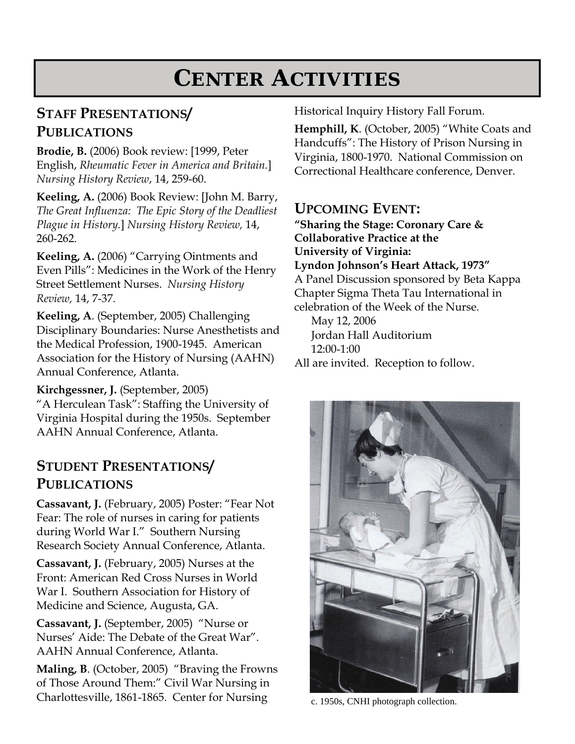# CENTER ACTIVITIES

## STAFF PRESENTATIONS/ PUBLICATIONS

**Brodie, B.** (2006) Book review: [1999, Peter English, *Rheumatic Fever in America and Britain.*] *Nursing History Review*, 14, 259-60.

**Keeling, A.** (2006) Book Review: [John M. Barry, *The Great Influenza: The Epic Story of the Deadliest Plague in History.*] *Nursing History Review,* 14, 260-262.

**Keeling, A.** (2006) "Carrying Ointments and Even Pills": Medicines in the Work of the Henry Street Settlement Nurses. *Nursing History Review,* 14, 7-37.

**Keeling, A**. (September, 2005) Challenging Disciplinary Boundaries: Nurse Anesthetists and the Medical Profession, 1900-1945. American Association for the History of Nursing (AAHN) Annual Conference, Atlanta.

**Kirchgessner, J.** (September, 2005) "A Herculean Task": Staffing the University of Virginia Hospital during the 1950s. September AAHN Annual Conference, Atlanta.

## STUDENT PRESENTATIONS/ PUBLICATIONS

**Cassavant, J.** (February, 2005) Poster: "Fear Not Fear: The role of nurses in caring for patients during World War I." Southern Nursing Research Society Annual Conference, Atlanta.

**Cassavant, J.** (February, 2005) Nurses at the Front: American Red Cross Nurses in World War I. Southern Association for History of Medicine and Science, Augusta, GA.

**Cassavant, J.** (September, 2005) "Nurse or Nurses' Aide: The Debate of the Great War". AAHN Annual Conference, Atlanta.

**Maling, B**. (October, 2005) "Braving the Frowns of Those Around Them:" Civil War Nursing in Charlottesville, 1861-1865. Center for Nursing Historical Inquiry History Fall Forum.

**Hemphill, K**. (October, 2005) "White Coats and Handcuffs": The History of Prison Nursing in Virginia, 1800-1970. National Commission on Correctional Healthcare conference, Denver.

## UPCOMING EVENT:

**"Sharing the Stage: Coronary Care & Collaborative Practice at the University of Virginia: Lyndon Johnson's Heart Attack, 1973"**

A Panel Discussion sponsored by Beta Kappa Chapter Sigma Theta Tau International in celebration of the Week of the Nurse.

May 12, 2006
Jordan Hall Auditorium
12:00-1:00

All are invited. Reception to follow.

c. 1950s, CNHI photograph collection.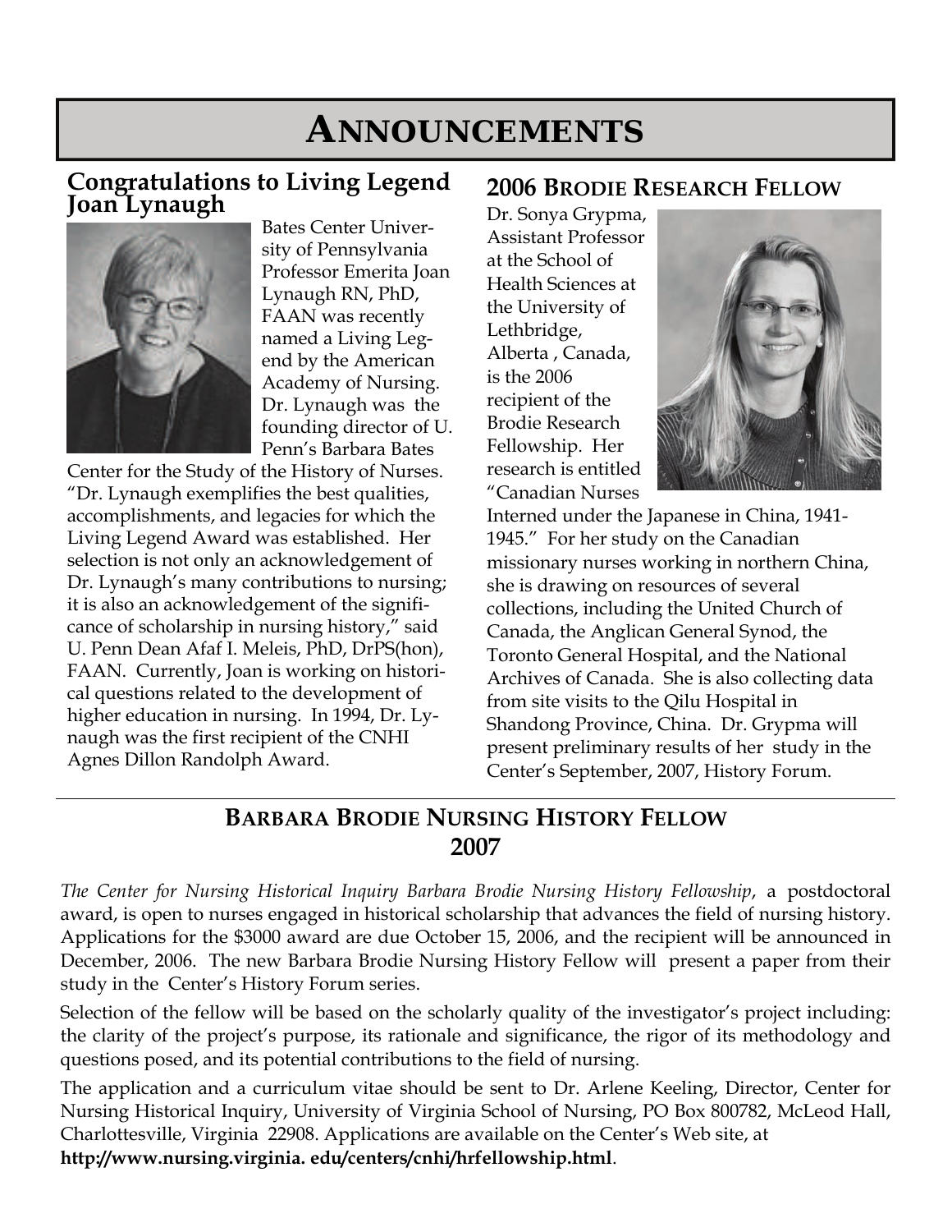# ANNOUNCEMENTS

## Congratulations to Living Legend Joan Lynaugh

Bates Center University of Pennsylvania Professor Emerita Joan Lynaugh RN, PhD, FAAN was recently named a Living Legend by the American Academy of Nursing. Dr. Lynaugh was the founding director of U. Penn's Barbara Bates Center for the Study of the History of Nurses. "Dr. Lynaugh exemplifies the best qualities, accomplishments, and legacies for which the Living Legend Award was established. Her selection is not only an acknowledgement of Dr. Lynaugh's many contributions to nursing; it is also an acknowledgement of the significance of scholarship in nursing history," said U. Penn Dean Afaf I. Meleis, PhD, DrPS(hon), FAAN. Currently, Joan is working on historical questions related to the development of higher education in nursing. In 1994, Dr. Lynaugh was the first recipient of the CNHI Agnes Dillon Randolph Award.

## 2006 Brodie Research Fellow

Dr. Sonya Grypma, Assistant Professor at the School of Health Sciences at the University of Lethbridge, Alberta , Canada, is the 2006 recipient of the Brodie Research Fellowship. Her research is entitled "Canadian Nurses Interned under the Japanese in China, 1941-1945." For her study on the Canadian missionary nurses working in northern China, she is drawing on resources of several collections, including the United Church of Canada, the Anglican General Synod, the Toronto General Hospital, and the National Archives of Canada. She is also collecting data from site visits to the Qilu Hospital in Shandong Province, China. Dr. Grypma will present preliminary results of her study in the Center's September, 2007, History Forum.

## Barbara Brodie Nursing History Fellow 2007

*The Center for Nursing Historical Inquiry Barbara Brodie Nursing History Fellowship*, a postdoctoral award, is open to nurses engaged in historical scholarship that advances the field of nursing history. Applications for the $3000 award are due October 15, 2006, and the recipient will be announced in December, 2006. The new Barbara Brodie Nursing History Fellow will present a paper from their study in the Center's History Forum series.

Selection of the fellow will be based on the scholarly quality of the investigator's project including: the clarity of the project's purpose, its rationale and significance, the rigor of its methodology and questions posed, and its potential contributions to the field of nursing.

The application and a curriculum vitae should be sent to Dr. Arlene Keeling, Director, Center for Nursing Historical Inquiry, University of Virginia School of Nursing, PO Box 800782, McLeod Hall, Charlottesville, Virginia 22908. Applications are available on the Center's Web site, at **http://www.nursing.virginia. edu/centers/cnhi/hrfellowship.html**.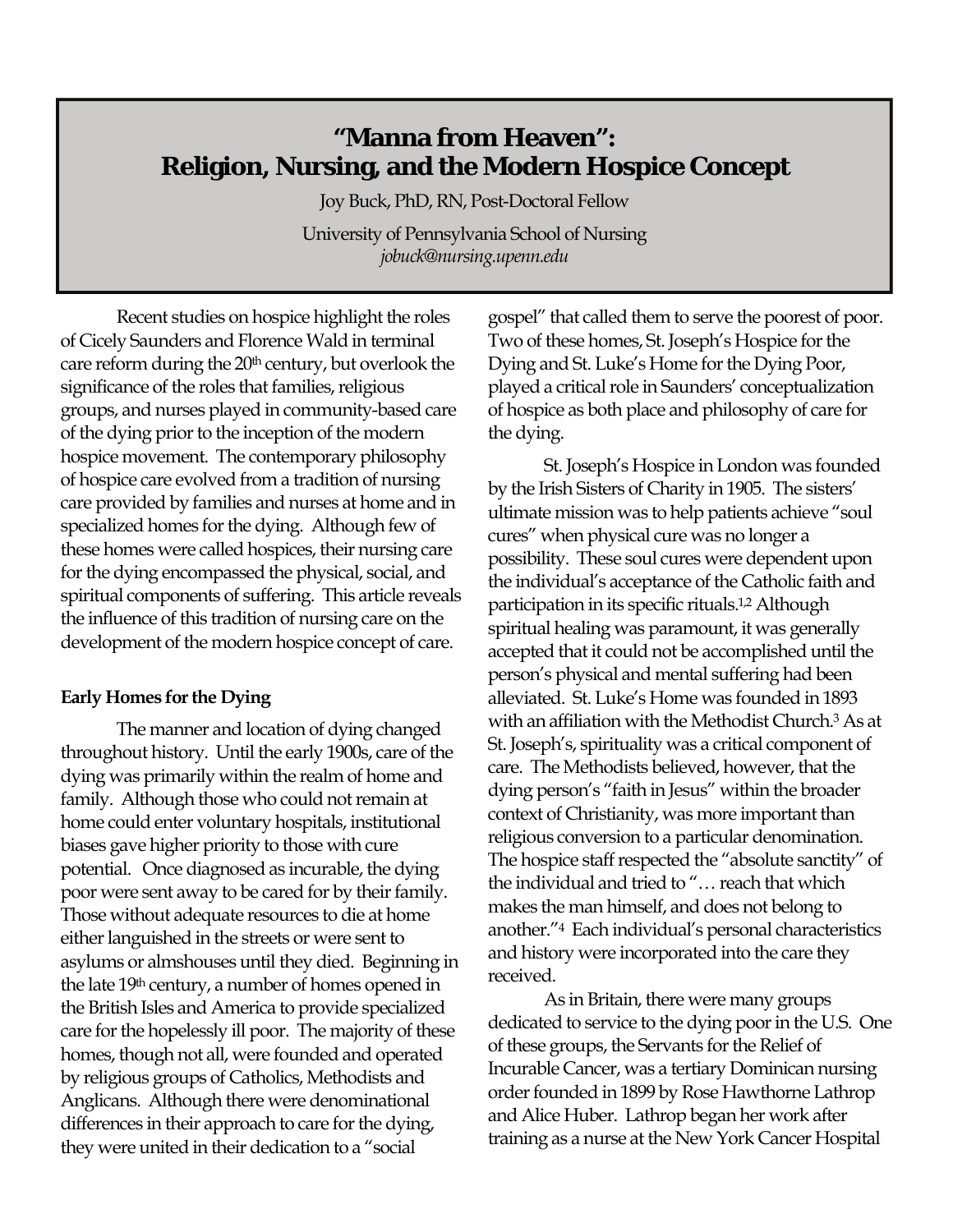# "Manna from Heaven": Religion, Nursing, and the Modern Hospice Concept

Joy Buck, PhD, RN, Post-Doctoral Fellow

University of Pennsylvania School of Nursing

*jobuck@nursing.upenn.edu*

Recent studies on hospice highlight the roles of Cicely Saunders and Florence Wald in terminal care reform during the 20th century, but overlook the significance of the roles that families, religious groups, and nurses played in community-based care of the dying prior to the inception of the modern hospice movement. The contemporary philosophy of hospice care evolved from a tradition of nursing care provided by families and nurses at home and in specialized homes for the dying. Although few of these homes were called hospices, their nursing care for the dying encompassed the physical, social, and spiritual components of suffering. This article reveals the influence of this tradition of nursing care on the development of the modern hospice concept of care.

**Early Homes for the Dying**

The manner and location of dying changed throughout history. Until the early 1900s, care of the dying was primarily within the realm of home and family. Although those who could not remain at home could enter voluntary hospitals, institutional biases gave higher priority to those with cure potential. Once diagnosed as incurable, the dying poor were sent away to be cared for by their family. Those without adequate resources to die at home either languished in the streets or were sent to asylums or almshouses until they died. Beginning in the late 19th century, a number of homes opened in the British Isles and America to provide specialized care for the hopelessly ill poor. The majority of these homes, though not all, were founded and operated by religious groups of Catholics, Methodists and Anglicans. Although there were denominational differences in their approach to care for the dying, they were united in their dedication to a "social gospel" that called them to serve the poorest of poor. Two of these homes, St. Joseph's Hospice for the Dying and St. Luke's Home for the Dying Poor, played a critical role in Saunders' conceptualization of hospice as both place and philosophy of care for the dying.

St. Joseph's Hospice in London was founded by the Irish Sisters of Charity in 1905. The sisters' ultimate mission was to help patients achieve "soul cures" when physical cure was no longer a possibility. These soul cures were dependent upon the individual's acceptance of the Catholic faith and participation in its specific rituals.[1,2] Although spiritual healing was paramount, it was generally accepted that it could not be accomplished until the person's physical and mental suffering had been alleviated. St. Luke's Home was founded in 1893 with an affiliation with the Methodist Church.[3] As at St. Joseph's, spirituality was a critical component of care. The Methodists believed, however, that the dying person's "faith in Jesus" within the broader context of Christianity, was more important than religious conversion to a particular denomination. The hospice staff respected the "absolute sanctity" of the individual and tried to "… reach that which makes the man himself, and does not belong to another."[4] Each individual's personal characteristics and history were incorporated into the care they received.

As in Britain, there were many groups dedicated to service to the dying poor in the U.S. One of these groups, the Servants for the Relief of Incurable Cancer, was a tertiary Dominican nursing order founded in 1899 by Rose Hawthorne Lathrop and Alice Huber. Lathrop began her work after training as a nurse at the New York Cancer Hospital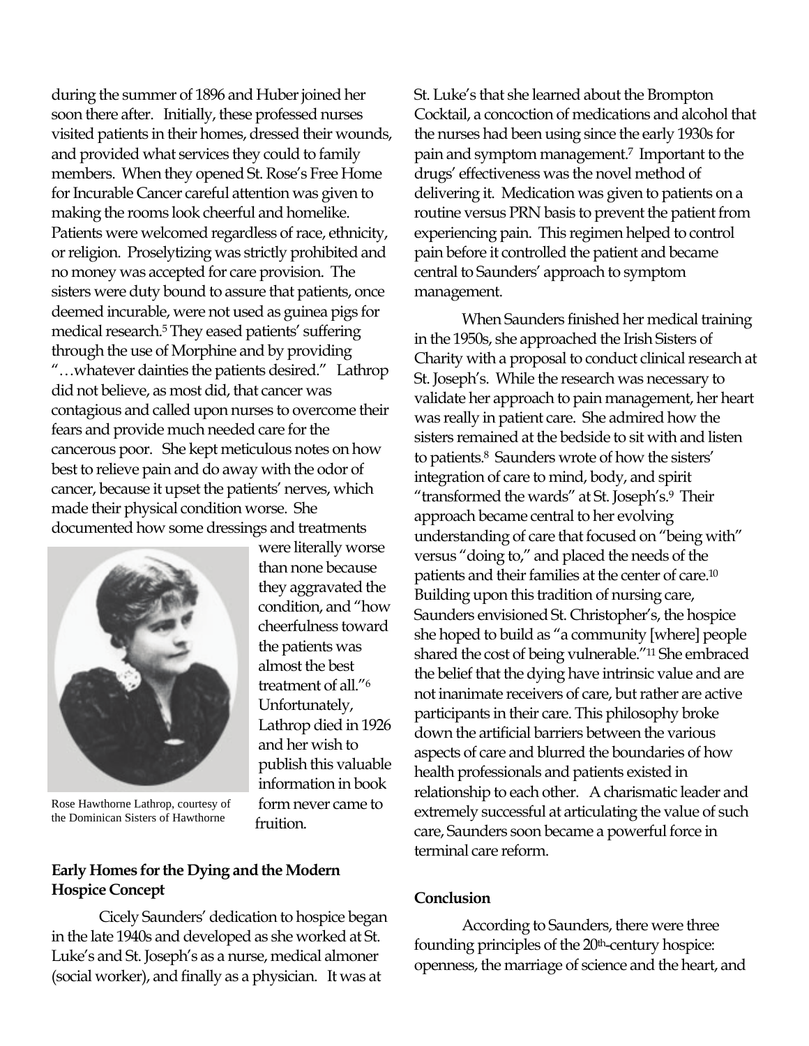during the summer of 1896 and Huber joined her soon there after. Initially, these professed nurses visited patients in their homes, dressed their wounds, and provided what services they could to family members. When they opened St. Rose's Free Home for Incurable Cancer careful attention was given to making the rooms look cheerful and homelike. Patients were welcomed regardless of race, ethnicity, or religion. Proselytizing was strictly prohibited and no money was accepted for care provision. The sisters were duty bound to assure that patients, once deemed incurable, were not used as guinea pigs for medical research.[5] They eased patients' suffering through the use of Morphine and by providing "…whatever dainties the patients desired." Lathrop did not believe, as most did, that cancer was contagious and called upon nurses to overcome their fears and provide much needed care for the cancerous poor. She kept meticulous notes on how best to relieve pain and do away with the odor of cancer, because it upset the patients' nerves, which made their physical condition worse. She documented how some dressings and treatments were literally worse than none because they aggravated the condition, and "how cheerfulness toward the patients was almost the best treatment of all."[6] Unfortunately, Lathrop died in 1926 and her wish to publish this valuable information in book form never came to fruition.

Rose Hawthorne Lathrop, courtesy of the Dominican Sisters of Hawthorne

**Early Homes for the Dying and the Modern Hospice Concept**

Cicely Saunders' dedication to hospice began in the late 1940s and developed as she worked at St. Luke's and St. Joseph's as a nurse, medical almoner (social worker), and finally as a physician. It was at St. Luke's that she learned about the Brompton Cocktail, a concoction of medications and alcohol that the nurses had been using since the early 1930s for pain and symptom management.[7] Important to the drugs' effectiveness was the novel method of delivering it. Medication was given to patients on a routine versus PRN basis to prevent the patient from experiencing pain. This regimen helped to control pain before it controlled the patient and became central to Saunders' approach to symptom management.

When Saunders finished her medical training in the 1950s, she approached the Irish Sisters of Charity with a proposal to conduct clinical research at St. Joseph's. While the research was necessary to validate her approach to pain management, her heart was really in patient care. She admired how the sisters remained at the bedside to sit with and listen to patients.[8] Saunders wrote of how the sisters' integration of care to mind, body, and spirit "transformed the wards" at St. Joseph's.[9] Their approach became central to her evolving understanding of care that focused on "being with" versus "doing to," and placed the needs of the patients and their families at the center of care.[10] Building upon this tradition of nursing care, Saunders envisioned St. Christopher's, the hospice she hoped to build as "a community [where] people shared the cost of being vulnerable."[11] She embraced the belief that the dying have intrinsic value and are not inanimate receivers of care, but rather are active participants in their care. This philosophy broke down the artificial barriers between the various aspects of care and blurred the boundaries of how health professionals and patients existed in relationship to each other. A charismatic leader and extremely successful at articulating the value of such care, Saunders soon became a powerful force in terminal care reform.

**Conclusion**

According to Saunders, there were three founding principles of the 20th-century hospice: openness, the marriage of science and the heart, and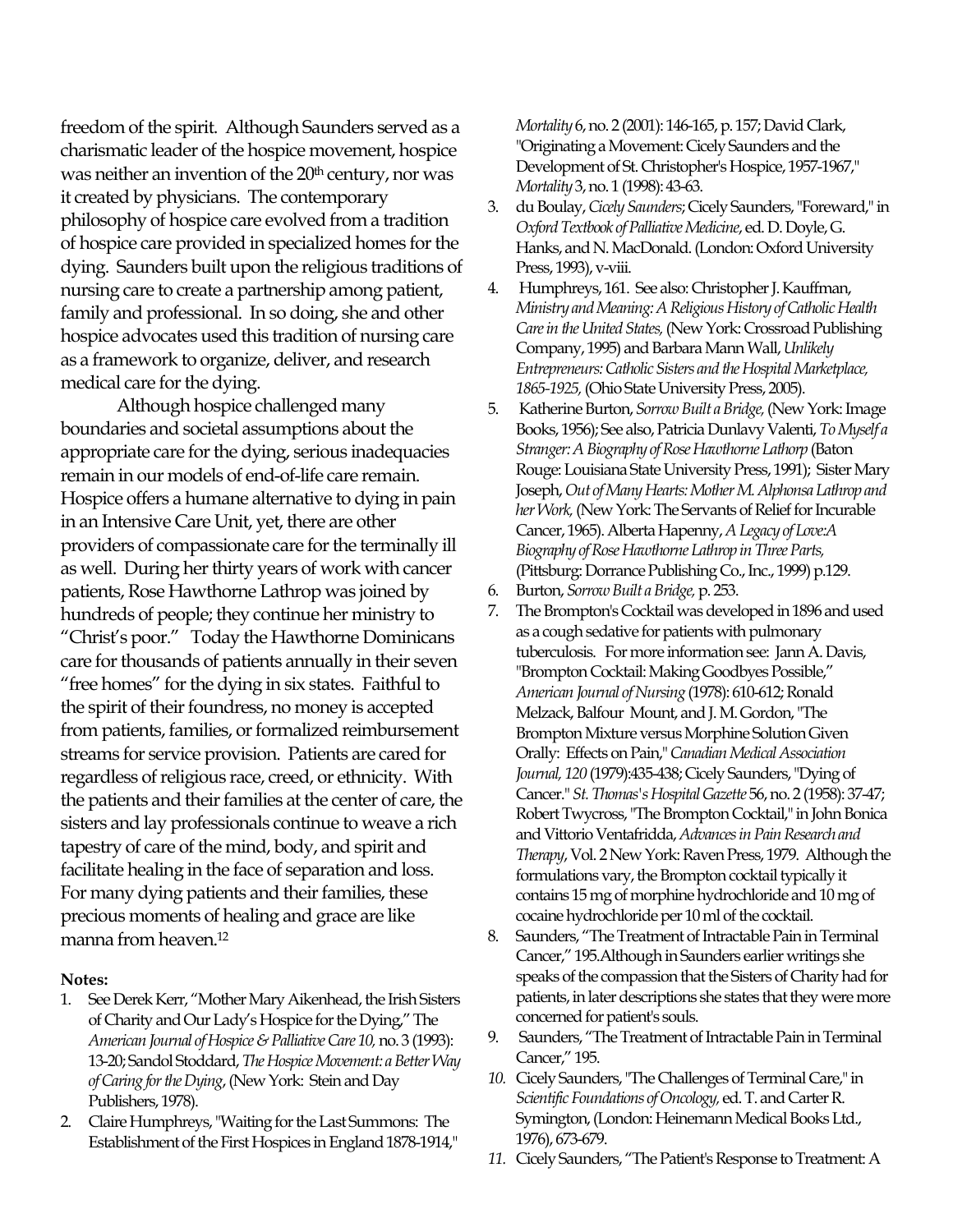freedom of the spirit. Although Saunders served as a charismatic leader of the hospice movement, hospice was neither an invention of the 20th century, nor was it created by physicians. The contemporary philosophy of hospice care evolved from a tradition of hospice care provided in specialized homes for the dying. Saunders built upon the religious traditions of nursing care to create a partnership among patient, family and professional. In so doing, she and other hospice advocates used this tradition of nursing care as a framework to organize, deliver, and research medical care for the dying.

Although hospice challenged many boundaries and societal assumptions about the appropriate care for the dying, serious inadequacies remain in our models of end-of-life care remain. Hospice offers a humane alternative to dying in pain in an Intensive Care Unit, yet, there are other providers of compassionate care for the terminally ill as well. During her thirty years of work with cancer patients, Rose Hawthorne Lathrop was joined by hundreds of people; they continue her ministry to "Christ's poor." Today the Hawthorne Dominicans care for thousands of patients annually in their seven "free homes" for the dying in six states. Faithful to the spirit of their foundress, no money is accepted from patients, families, or formalized reimbursement streams for service provision. Patients are cared for regardless of religious race, creed, or ethnicity. With the patients and their families at the center of care, the sisters and lay professionals continue to weave a rich tapestry of care of the mind, body, and spirit and facilitate healing in the face of separation and loss. For many dying patients and their families, these precious moments of healing and grace are like manna from heaven.[12]

**Notes:**

1. See Derek Kerr, "Mother Mary Aikenhead, the Irish Sisters of Charity and Our Lady's Hospice for the Dying," The *American Journal of Hospice & Palliative Care 10,* no. 3 (1993): 13-20; Sandol Stoddard, *The Hospice Movement: a Better Way of Caring for the Dying*, (New York: Stein and Day Publishers, 1978).
2. Claire Humphreys, "Waiting for the Last Summons: The Establishment of the First Hospices in England 1878-1914," *Mortality* 6, no. 2 (2001): 146-165, p. 157; David Clark, "Originating a Movement: Cicely Saunders and the Development of St. Christopher's Hospice, 1957-1967," *Mortality* 3, no. 1 (1998): 43-63.
3. du Boulay, *Cicely Saunders*; Cicely Saunders, "Foreward," in *Oxford Textbook of Palliative Medicine*, ed. D. Doyle, G. Hanks, and N. MacDonald. (London: Oxford University Press, 1993), v-viii.
4. Humphreys, 161. See also: Christopher J. Kauffman, *Ministry and Meaning: A Religious History of Catholic Health Care in the United States,* (New York: Crossroad Publishing Company, 1995) and Barbara Mann Wall, *Unlikely Entrepreneurs: Catholic Sisters and the Hospital Marketplace, 1865-1925,* (Ohio State University Press, 2005).
5. Katherine Burton, *Sorrow Built a Bridge,* (New York: Image Books, 1956); See also, Patricia Dunlavy Valenti, *To Myself a Stranger: A Biography of Rose Hawthorne Lathorp* (Baton Rouge: Louisiana State University Press, 1991); Sister Mary Joseph, *Out of Many Hearts: Mother M. Alphonsa Lathrop and her Work,* (New York: The Servants of Relief for Incurable Cancer, 1965). Alberta Hapenny, *A Legacy of Love:A Biography of Rose Hawthorne Lathrop in Three Parts,* (Pittsburg: Dorrance Publishing Co., Inc., 1999) p.129.
6. Burton, *Sorrow Built a Bridge,* p. 253.
7. The Brompton's Cocktail was developed in 1896 and used as a cough sedative for patients with pulmonary tuberculosis. For more information see: Jann A. Davis, "Brompton Cocktail: Making Goodbyes Possible," *American Journal of Nursing* (1978): 610-612; Ronald Melzack, Balfour Mount, and J. M. Gordon, "The Brompton Mixture versus Morphine Solution Given Orally: Effects on Pain," *Canadian Medical Association Journal, 120* (1979):435-438; Cicely Saunders, "Dying of Cancer." *St. Thomas's Hospital Gazette* 56, no. 2 (1958): 37-47; Robert Twycross, "The Brompton Cocktail," in John Bonica and Vittorio Ventafridda, *Advances in Pain Research and Therapy*, Vol. 2 New York: Raven Press, 1979. Although the formulations vary, the Brompton cocktail typically it contains 15 mg of morphine hydrochloride and 10 mg of cocaine hydrochloride per 10 ml of the cocktail.
8. Saunders, "The Treatment of Intractable Pain in Terminal Cancer," 195.Although in Saunders earlier writings she speaks of the compassion that the Sisters of Charity had for patients, in later descriptions she states that they were more concerned for patient's souls.
9. Saunders, "The Treatment of Intractable Pain in Terminal Cancer," 195.
10. Cicely Saunders, "The Challenges of Terminal Care," in *Scientific Foundations of Oncology,* ed. T. and Carter R. Symington, (London: Heinemann Medical Books Ltd., 1976), 673-679.
11. Cicely Saunders, "The Patient's Response to Treatment: A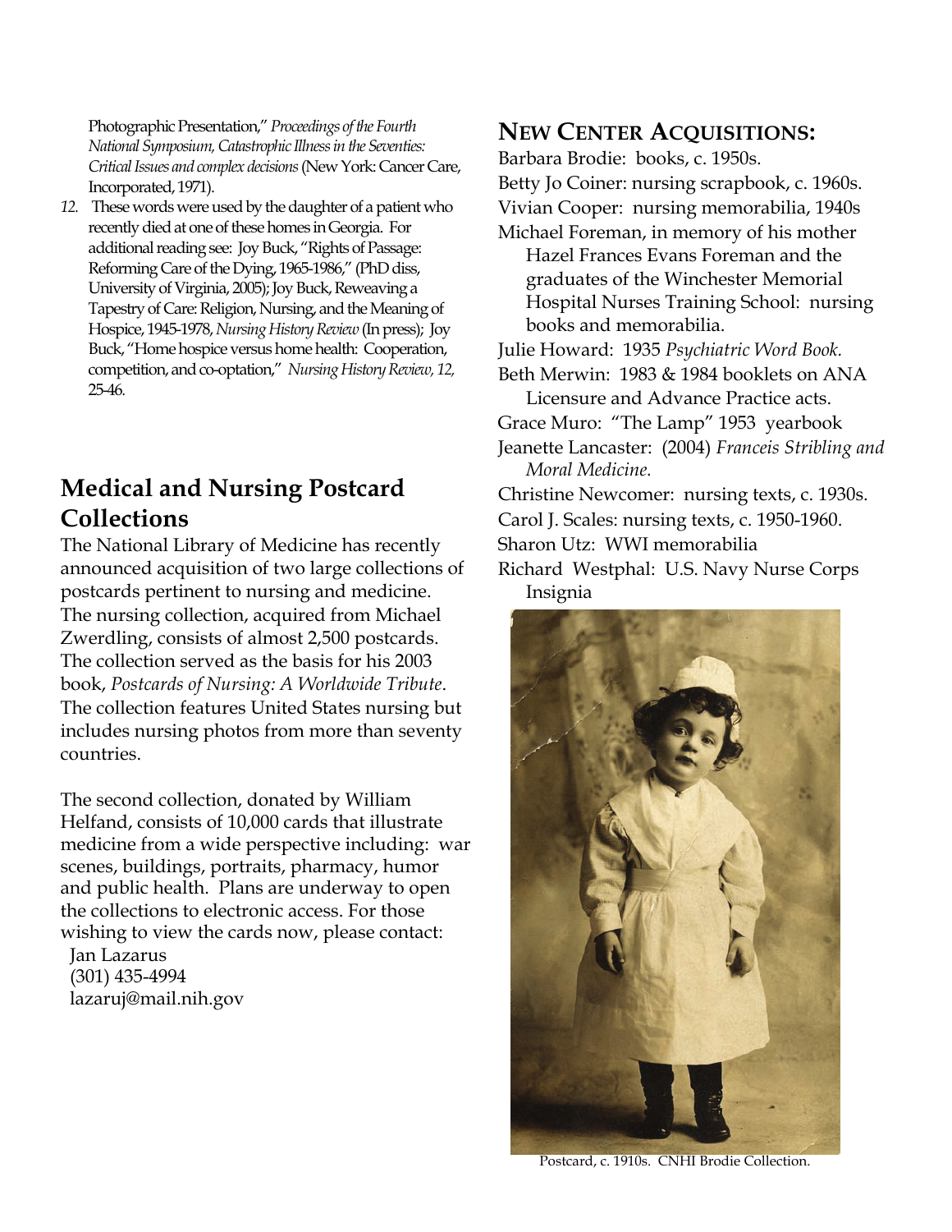Photographic Presentation," *Proceedings of the Fourth National Symposium, Catastrophic Illness in the Seventies: Critical Issues and complex decisions* (New York: Cancer Care, Incorporated, 1971).

12. These words were used by the daughter of a patient who recently died at one of these homes in Georgia. For additional reading see: Joy Buck, "Rights of Passage: Reforming Care of the Dying, 1965-1986," (PhD diss, University of Virginia, 2005); Joy Buck, Reweaving a Tapestry of Care: Religion, Nursing, and the Meaning of Hospice, 1945-1978, *Nursing History Review* (In press); Joy Buck, "Home hospice versus home health: Cooperation, competition, and co-optation," *Nursing History Review, 12,* 25-46.

## Medical and Nursing Postcard Collections

The National Library of Medicine has recently announced acquisition of two large collections of postcards pertinent to nursing and medicine. The nursing collection, acquired from Michael Zwerdling, consists of almost 2,500 postcards. The collection served as the basis for his 2003 book, *Postcards of Nursing: A Worldwide Tribute*. The collection features United States nursing but includes nursing photos from more than seventy countries.

The second collection, donated by William Helfand, consists of 10,000 cards that illustrate medicine from a wide perspective including: war scenes, buildings, portraits, pharmacy, humor and public health. Plans are underway to open the collections to electronic access. For those wishing to view the cards now, please contact:

Jan Lazarus
(301) 435-4994
lazaruj@mail.nih.gov

## New Center Acquisitions:

Barbara Brodie: books, c. 1950s.
Betty Jo Coiner: nursing scrapbook, c. 1960s.
Vivian Cooper: nursing memorabilia, 1940s
Michael Foreman, in memory of his mother Hazel Frances Evans Foreman and the graduates of the Winchester Memorial Hospital Nurses Training School: nursing books and memorabilia.
Julie Howard: 1935 *Psychiatric Word Book.*
Beth Merwin: 1983 & 1984 booklets on ANA Licensure and Advance Practice acts.
Grace Muro: "The Lamp" 1953 yearbook
Jeanette Lancaster: (2004) *Franceis Stribling and Moral Medicine.*
Christine Newcomer: nursing texts, c. 1930s.
Carol J. Scales: nursing texts, c. 1950-1960.
Sharon Utz: WWI memorabilia
Richard Westphal: U.S. Navy Nurse Corps Insignia

Postcard, c. 1910s. CNHI Brodie Collection.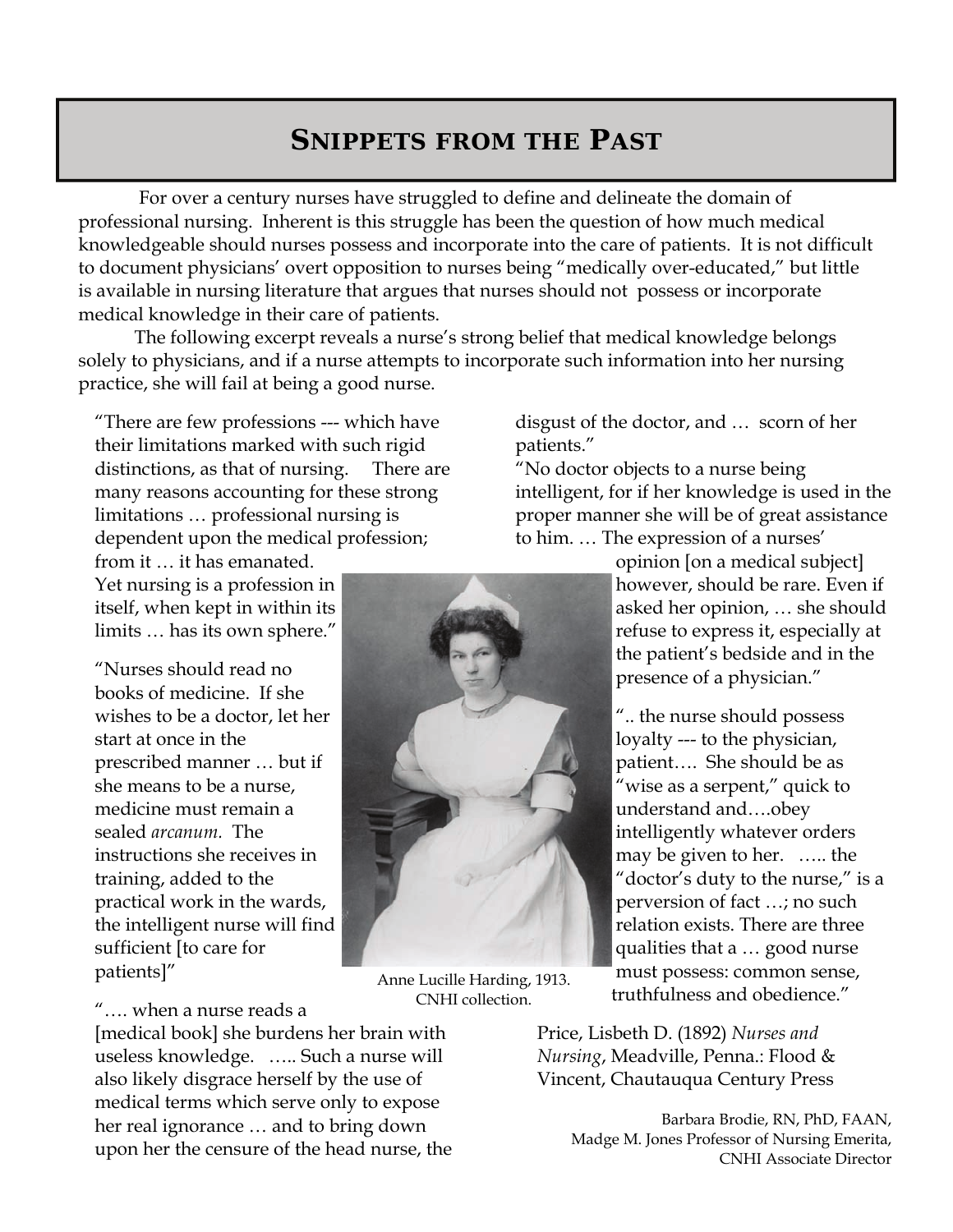# Snippets from the Past

For over a century nurses have struggled to define and delineate the domain of professional nursing. Inherent is this struggle has been the question of how much medical knowledgeable should nurses possess and incorporate into the care of patients. It is not difficult to document physicians' overt opposition to nurses being "medically over-educated," but little is available in nursing literature that argues that nurses should not possess or incorporate medical knowledge in their care of patients.

The following excerpt reveals a nurse's strong belief that medical knowledge belongs solely to physicians, and if a nurse attempts to incorporate such information into her nursing practice, she will fail at being a good nurse.

"There are few professions --- which have their limitations marked with such rigid distinctions, as that of nursing. There are many reasons accounting for these strong limitations … professional nursing is dependent upon the medical profession; from it … it has emanated. Yet nursing is a profession in itself, when kept in within its limits … has its own sphere."

"Nurses should read no books of medicine. If she wishes to be a doctor, let her start at once in the prescribed manner … but if she means to be a nurse, medicine must remain a sealed *arcanum.* The instructions she receives in training, added to the practical work in the wards, the intelligent nurse will find sufficient [to care for patients]"

"…. when a nurse reads a [medical book] she burdens her brain with useless knowledge. ….. Such a nurse will also likely disgrace herself by the use of medical terms which serve only to expose her real ignorance … and to bring down upon her the censure of the head nurse, the disgust of the doctor, and … scorn of her patients."

"No doctor objects to a nurse being intelligent, for if her knowledge is used in the proper manner she will be of great assistance to him. … The expression of a nurses' opinion [on a medical subject] however, should be rare. Even if asked her opinion, … she should refuse to express it, especially at the patient's bedside and in the presence of a physician."

".. the nurse should possess loyalty --- to the physician, patient…. She should be as "wise as a serpent," quick to understand and….obey intelligently whatever orders may be given to her. ….. the "doctor's duty to the nurse," is a perversion of fact …; no such relation exists. There are three qualities that a … good nurse must possess: common sense, truthfulness and obedience."

Anne Lucille Harding, 1913. CNHI collection.

Price, Lisbeth D. (1892) *Nurses and Nursing*, Meadville, Penna.: Flood & Vincent, Chautauqua Century Press

Barbara Brodie, RN, PhD, FAAN,
Madge M. Jones Professor of Nursing Emerita,
CNHI Associate Director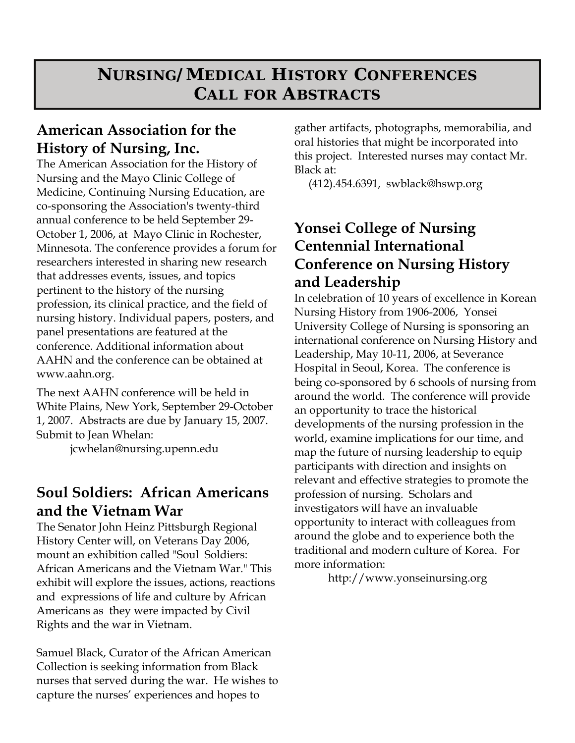# NURSING/MEDICAL HISTORY CONFERENCES CALL FOR ABSTRACTS

## American Association for the History of Nursing, Inc.

The American Association for the History of Nursing and the Mayo Clinic College of Medicine, Continuing Nursing Education, are co-sponsoring the Association's twenty-third annual conference to be held September 29-October 1, 2006, at Mayo Clinic in Rochester, Minnesota. The conference provides a forum for researchers interested in sharing new research that addresses events, issues, and topics pertinent to the history of the nursing profession, its clinical practice, and the field of nursing history. Individual papers, posters, and panel presentations are featured at the conference. Additional information about AAHN and the conference can be obtained at www.aahn.org.

The next AAHN conference will be held in White Plains, New York, September 29-October 1, 2007. Abstracts are due by January 15, 2007. Submit to Jean Whelan:

jcwhelan@nursing.upenn.edu

## Soul Soldiers: African Americans and the Vietnam War

The Senator John Heinz Pittsburgh Regional History Center will, on Veterans Day 2006, mount an exhibition called "Soul Soldiers: African Americans and the Vietnam War." This exhibit will explore the issues, actions, reactions and expressions of life and culture by African Americans as they were impacted by Civil Rights and the war in Vietnam.

Samuel Black, Curator of the African American Collection is seeking information from Black nurses that served during the war. He wishes to capture the nurses' experiences and hopes to gather artifacts, photographs, memorabilia, and oral histories that might be incorporated into this project. Interested nurses may contact Mr. Black at:

(412).454.6391, swblack@hswp.org

## Yonsei College of Nursing Centennial International Conference on Nursing History and Leadership

In celebration of 10 years of excellence in Korean Nursing History from 1906-2006, Yonsei University College of Nursing is sponsoring an international conference on Nursing History and Leadership, May 10-11, 2006, at Severance Hospital in Seoul, Korea. The conference is being co-sponsored by 6 schools of nursing from around the world. The conference will provide an opportunity to trace the historical developments of the nursing profession in the world, examine implications for our time, and map the future of nursing leadership to equip participants with direction and insights on relevant and effective strategies to promote the profession of nursing. Scholars and investigators will have an invaluable opportunity to interact with colleagues from around the globe and to experience both the traditional and modern culture of Korea. For more information:

http://www.yonseinursing.org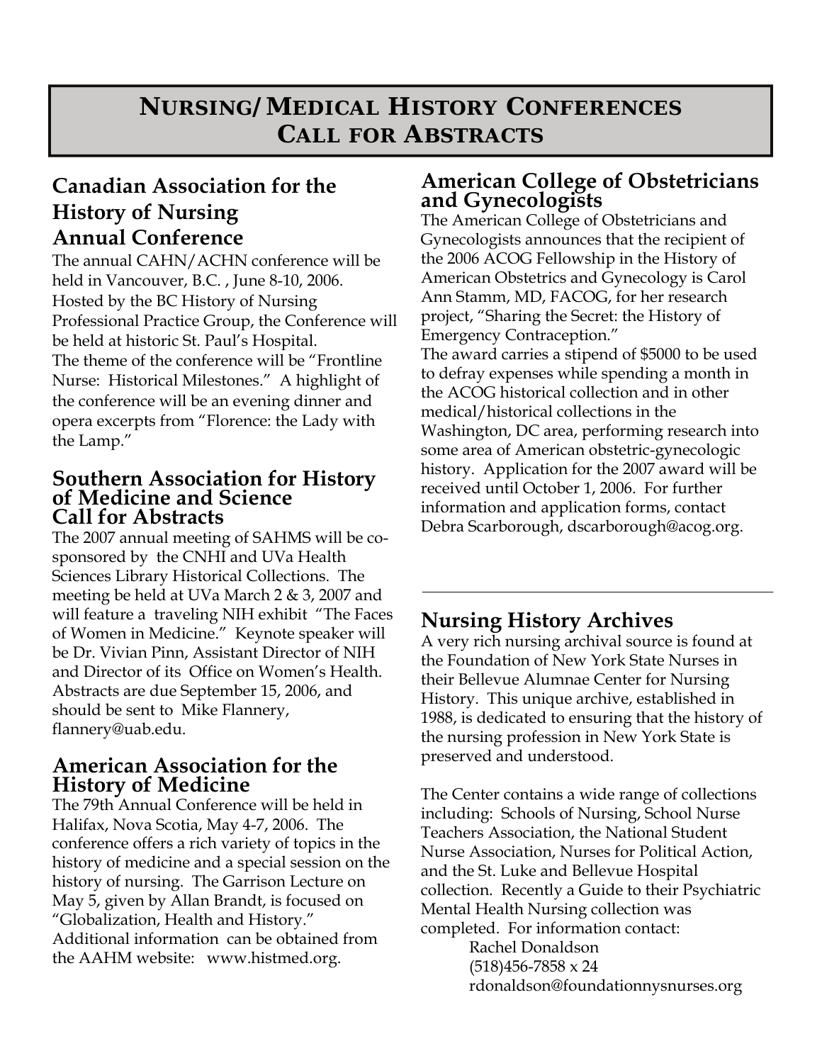# Nursing/Medical History Conferences Call for Abstracts

## Canadian Association for the History of Nursing Annual Conference

The annual CAHN/ACHN conference will be held in Vancouver, B.C. , June 8-10, 2006. Hosted by the BC History of Nursing Professional Practice Group, the Conference will be held at historic St. Paul's Hospital.
The theme of the conference will be "Frontline Nurse: Historical Milestones." A highlight of the conference will be an evening dinner and opera excerpts from "Florence: the Lady with the Lamp."

## Southern Association for History of Medicine and Science Call for Abstracts

The 2007 annual meeting of SAHMS will be co-sponsored by the CNHI and UVa Health Sciences Library Historical Collections. The meeting be held at UVa March 2 & 3, 2007 and will feature a traveling NIH exhibit "The Faces of Women in Medicine." Keynote speaker will be Dr. Vivian Pinn, Assistant Director of NIH and Director of its Office on Women's Health. Abstracts are due September 15, 2006, and should be sent to Mike Flannery, flannery@uab.edu.

## American Association for the History of Medicine

The 79th Annual Conference will be held in Halifax, Nova Scotia, May 4-7, 2006. The conference offers a rich variety of topics in the history of medicine and a special session on the history of nursing. The Garrison Lecture on May 5, given by Allan Brandt, is focused on "Globalization, Health and History." Additional information can be obtained from the AAHM website: www.histmed.org.

## American College of Obstetricians and Gynecologists

The American College of Obstetricians and Gynecologists announces that the recipient of the 2006 ACOG Fellowship in the History of American Obstetrics and Gynecology is Carol Ann Stamm, MD, FACOG, for her research project, "Sharing the Secret: the History of Emergency Contraception."
The award carries a stipend of $5000 to be used to defray expenses while spending a month in the ACOG historical collection and in other medical/historical collections in the Washington, DC area, performing research into some area of American obstetric-gynecologic history. Application for the 2007 award will be received until October 1, 2006. For further information and application forms, contact Debra Scarborough, dscarborough@acog.org.

---

## Nursing History Archives

A very rich nursing archival source is found at the Foundation of New York State Nurses in their Bellevue Alumnae Center for Nursing History. This unique archive, established in 1988, is dedicated to ensuring that the history of the nursing profession in New York State is preserved and understood.

The Center contains a wide range of collections including: Schools of Nursing, School Nurse Teachers Association, the National Student Nurse Association, Nurses for Political Action, and the St. Luke and Bellevue Hospital collection. Recently a Guide to their Psychiatric Mental Health Nursing collection was completed. For information contact:

Rachel Donaldson
(518)456-7858 x 24
rdonaldson@foundationnysnurses.org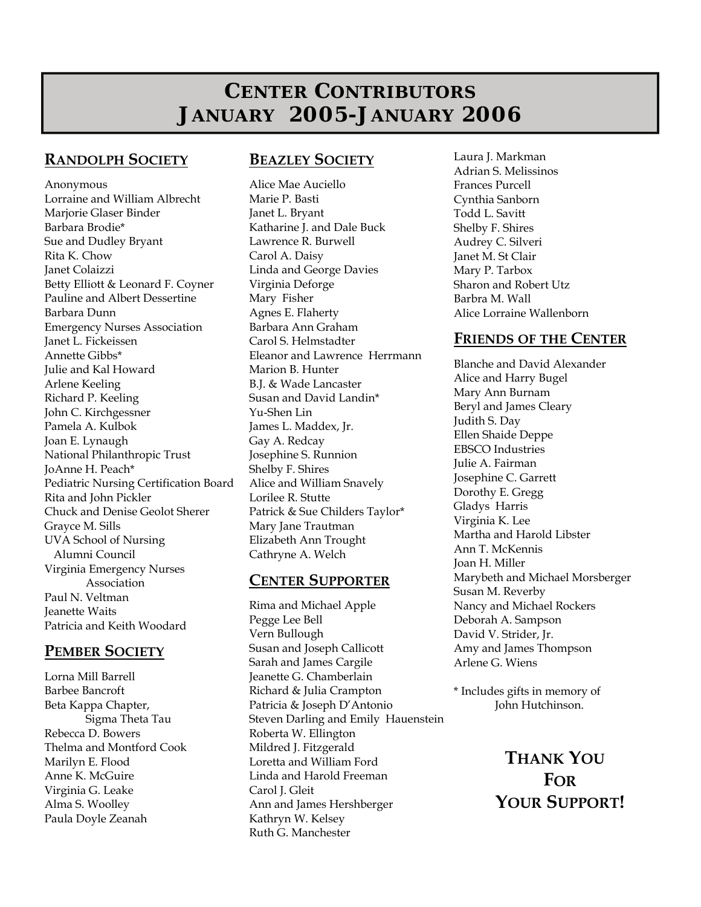# CENTER CONTRIBUTORS JANUARY 2005-JANUARY 2006

## RANDOLPH SOCIETY

Anonymous
Lorraine and William Albrecht
Marjorie Glaser Binder
Barbara Brodie*
Sue and Dudley Bryant
Rita K. Chow
Janet Colaizzi
Betty Elliott & Leonard F. Coyner
Pauline and Albert Dessertine
Barbara Dunn
Emergency Nurses Association
Janet L. Fickeissen
Annette Gibbs*
Julie and Kal Howard
Arlene Keeling
Richard P. Keeling
John C. Kirchgessner
Pamela A. Kulbok
Joan E. Lynaugh
National Philanthropic Trust
JoAnne H. Peach*
Pediatric Nursing Certification Board
Rita and John Pickler
Chuck and Denise Geolot Sherer
Grayce M. Sills
UVA School of Nursing Alumni Council
Virginia Emergency Nurses Association
Paul N. Veltman
Jeanette Waits
Patricia and Keith Woodard

## PEMBER SOCIETY

Lorna Mill Barrell
Barbee Bancroft
Beta Kappa Chapter, Sigma Theta Tau
Rebecca D. Bowers
Thelma and Montford Cook
Marilyn E. Flood
Anne K. McGuire
Virginia G. Leake
Alma S. Woolley
Paula Doyle Zeanah

## BEAZLEY SOCIETY

Alice Mae Auciello
Marie P. Basti
Janet L. Bryant
Katharine J. and Dale Buck
Lawrence R. Burwell
Carol A. Daisy
Linda and George Davies
Virginia Deforge
Mary Fisher
Agnes E. Flaherty
Barbara Ann Graham
Carol S. Helmstadter
Eleanor and Lawrence Herrmann
Marion B. Hunter
B.J. & Wade Lancaster
Susan and David Landin*
Yu-Shen Lin
James L. Maddex, Jr.
Gay A. Redcay
Josephine S. Runnion
Shelby F. Shires
Alice and William Snavely
Lorilee R. Stutte
Patrick & Sue Childers Taylor*
Mary Jane Trautman
Elizabeth Ann Trought
Cathryne A. Welch

## CENTER SUPPORTER

Rima and Michael Apple
Pegge Lee Bell
Vern Bullough
Susan and Joseph Callicott
Sarah and James Cargile
Jeanette G. Chamberlain
Richard & Julia Crampton
Patricia & Joseph D'Antonio
Steven Darling and Emily Hauenstein
Roberta W. Ellington
Mildred J. Fitzgerald
Loretta and William Ford
Linda and Harold Freeman
Carol J. Gleit
Ann and James Hershberger
Kathryn W. Kelsey
Ruth G. Manchester
Laura J. Markman
Adrian S. Melissinos
Frances Purcell
Cynthia Sanborn
Todd L. Savitt
Shelby F. Shires
Audrey C. Silveri
Janet M. St Clair
Mary P. Tarbox
Sharon and Robert Utz
Barbra M. Wall
Alice Lorraine Wallenborn

## FRIENDS OF THE CENTER

Blanche and David Alexander
Alice and Harry Bugel
Mary Ann Burnam
Beryl and James Cleary
Judith S. Day
Ellen Shaide Deppe
EBSCO Industries
Julie A. Fairman
Josephine C. Garrett
Dorothy E. Gregg
Gladys Harris
Virginia K. Lee
Martha and Harold Libster
Ann T. McKennis
Joan H. Miller
Marybeth and Michael Morsberger
Susan M. Reverby
Nancy and Michael Rockers
Deborah A. Sampson
David V. Strider, Jr.
Amy and James Thompson
Arlene G. Wiens

* Includes gifts in memory of John Hutchinson.

**THANK YOU FOR YOUR SUPPORT!**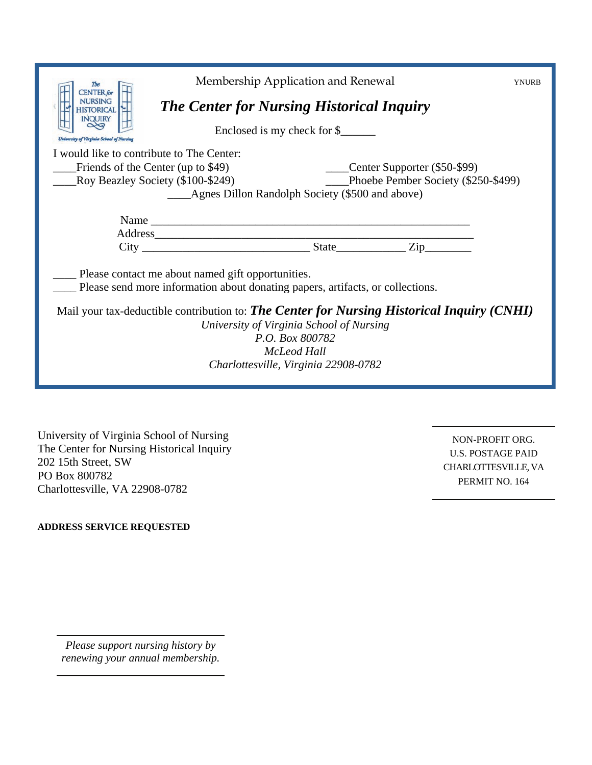Membership Application and Renewal

YNURB

## *The Center for Nursing Historical Inquiry*

Enclosed is my check for $______

I would like to contribute to The Center:

____Friends of the Center (up to $49)

____Center Supporter ($50-$99)

____Roy Beazley Society ($100-$249)

____Phoebe Pember Society ($250-$499)

____Agnes Dillon Randolph Society ($500 and above)

Name ________________________________________________________

Address________________________________________________________

City ______________________________ State____________ Zip________

____ Please contact me about named gift opportunities.

____ Please send more information about donating papers, artifacts, or collections.

Mail your tax-deductible contribution to: ***The Center for Nursing Historical Inquiry (CNHI)***

*University of Virginia School of Nursing*
*P.O. Box 800782*
*McLeod Hall*
*Charlottesville, Virginia 22908-0782*

University of Virginia School of Nursing
The Center for Nursing Historical Inquiry
202 15th Street, SW
PO Box 800782
Charlottesville, VA 22908-0782

NON-PROFIT ORG.
U.S. POSTAGE PAID
CHARLOTTESVILLE, VA
PERMIT NO. 164

**ADDRESS SERVICE REQUESTED**

*Please support nursing history by renewing your annual membership.*